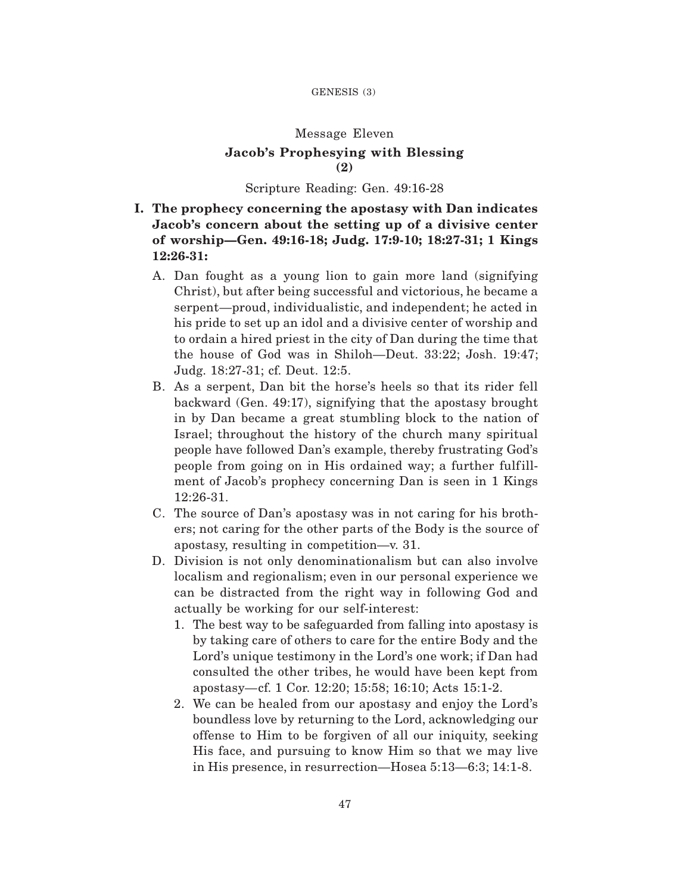## Message Eleven

## Jacob's Prophesying with Blessing (2)

Scripture Reading: Gen. 49:16-28

**I. The prophecy concerning the apostasy with Dan indicates Jacob's concern about the setting up of a divisive center of worship—Gen. 49:16-18; Judg. 17:9-10; 18:27-31; 1 Kings 12:26-31:**

A. Dan fought as a young lion to gain more land (signifying Christ), but after being successful and victorious, he became a serpent—proud, individualistic, and independent; he acted in his pride to set up an idol and a divisive center of worship and to ordain a hired priest in the city of Dan during the time that the house of God was in Shiloh—Deut. 33:22; Josh. 19:47; Judg. 18:27-31; cf. Deut. 12:5.

B. As a serpent, Dan bit the horse's heels so that its rider fell backward (Gen. 49:17), signifying that the apostasy brought in by Dan became a great stumbling block to the nation of Israel; throughout the history of the church many spiritual people have followed Dan's example, thereby frustrating God's people from going on in His ordained way; a further fulfillment of Jacob's prophecy concerning Dan is seen in 1 Kings 12:26-31.

C. The source of Dan's apostasy was in not caring for his brothers; not caring for the other parts of the Body is the source of apostasy, resulting in competition—v. 31.

D. Division is not only denominationalism but can also involve localism and regionalism; even in our personal experience we can be distracted from the right way in following God and actually be working for our self-interest:

1. The best way to be safeguarded from falling into apostasy is by taking care of others to care for the entire Body and the Lord's unique testimony in the Lord's one work; if Dan had consulted the other tribes, he would have been kept from apostasy—cf. 1 Cor. 12:20; 15:58; 16:10; Acts 15:1-2.
2. We can be healed from our apostasy and enjoy the Lord's boundless love by returning to the Lord, acknowledging our offense to Him to be forgiven of all our iniquity, seeking His face, and pursuing to know Him so that we may live in His presence, in resurrection—Hosea 5:13—6:3; 14:1-8.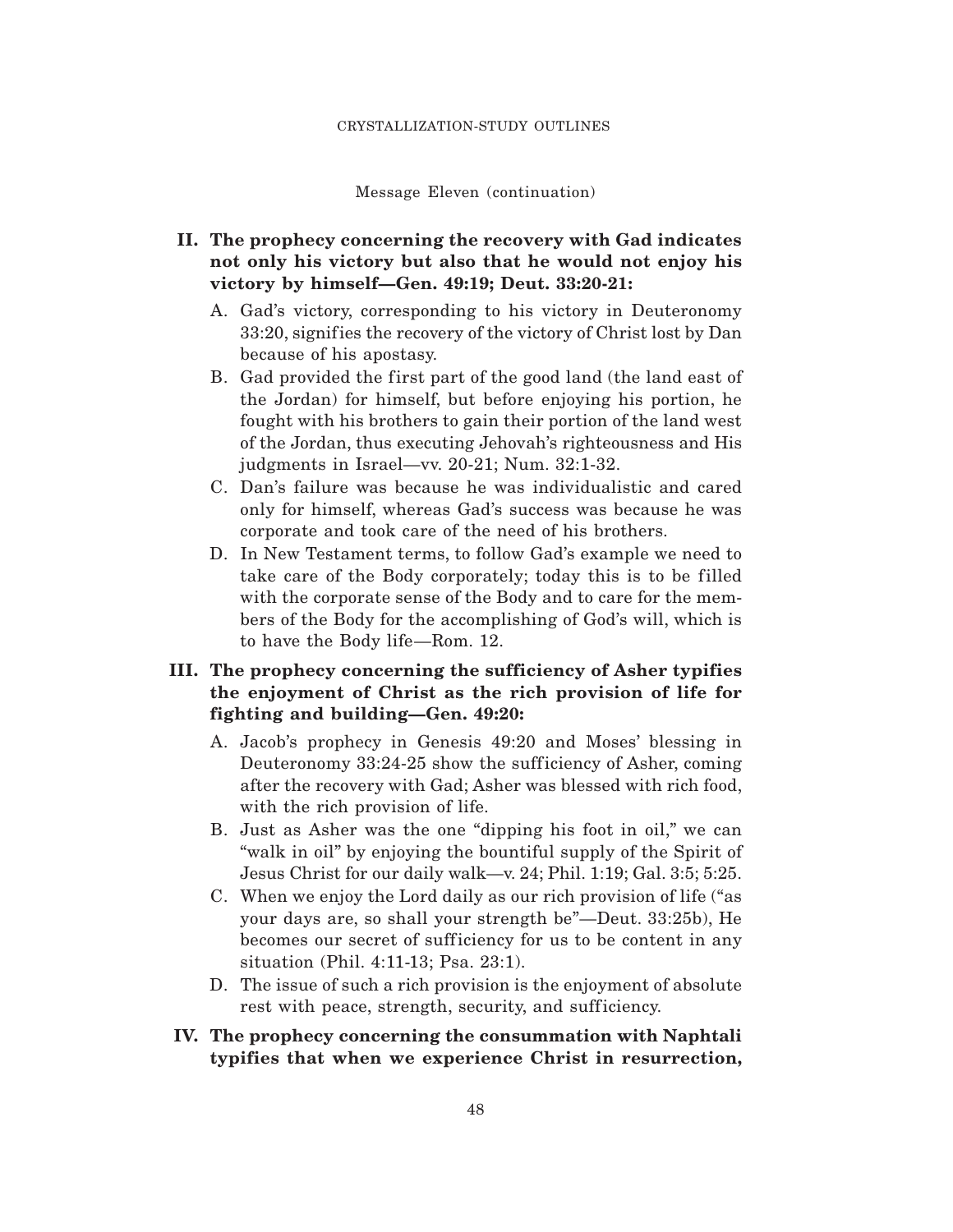Message Eleven (continuation)

**II. The prophecy concerning the recovery with Gad indicates not only his victory but also that he would not enjoy his victory by himself—Gen. 49:19; Deut. 33:20-21:**

A. Gad's victory, corresponding to his victory in Deuteronomy 33:20, signifies the recovery of the victory of Christ lost by Dan because of his apostasy.

B. Gad provided the first part of the good land (the land east of the Jordan) for himself, but before enjoying his portion, he fought with his brothers to gain their portion of the land west of the Jordan, thus executing Jehovah's righteousness and His judgments in Israel—vv. 20-21; Num. 32:1-32.

C. Dan's failure was because he was individualistic and cared only for himself, whereas Gad's success was because he was corporate and took care of the need of his brothers.

D. In New Testament terms, to follow Gad's example we need to take care of the Body corporately; today this is to be filled with the corporate sense of the Body and to care for the members of the Body for the accomplishing of God's will, which is to have the Body life—Rom. 12.

**III. The prophecy concerning the sufficiency of Asher typifies the enjoyment of Christ as the rich provision of life for fighting and building—Gen. 49:20:**

A. Jacob's prophecy in Genesis 49:20 and Moses' blessing in Deuteronomy 33:24-25 show the sufficiency of Asher, coming after the recovery with Gad; Asher was blessed with rich food, with the rich provision of life.

B. Just as Asher was the one "dipping his foot in oil," we can "walk in oil" by enjoying the bountiful supply of the Spirit of Jesus Christ for our daily walk—v. 24; Phil. 1:19; Gal. 3:5; 5:25.

C. When we enjoy the Lord daily as our rich provision of life ("as your days are, so shall your strength be"—Deut. 33:25b), He becomes our secret of sufficiency for us to be content in any situation (Phil. 4:11-13; Psa. 23:1).

D. The issue of such a rich provision is the enjoyment of absolute rest with peace, strength, security, and sufficiency.

**IV. The prophecy concerning the consummation with Naphtali typifies that when we experience Christ in resurrection,**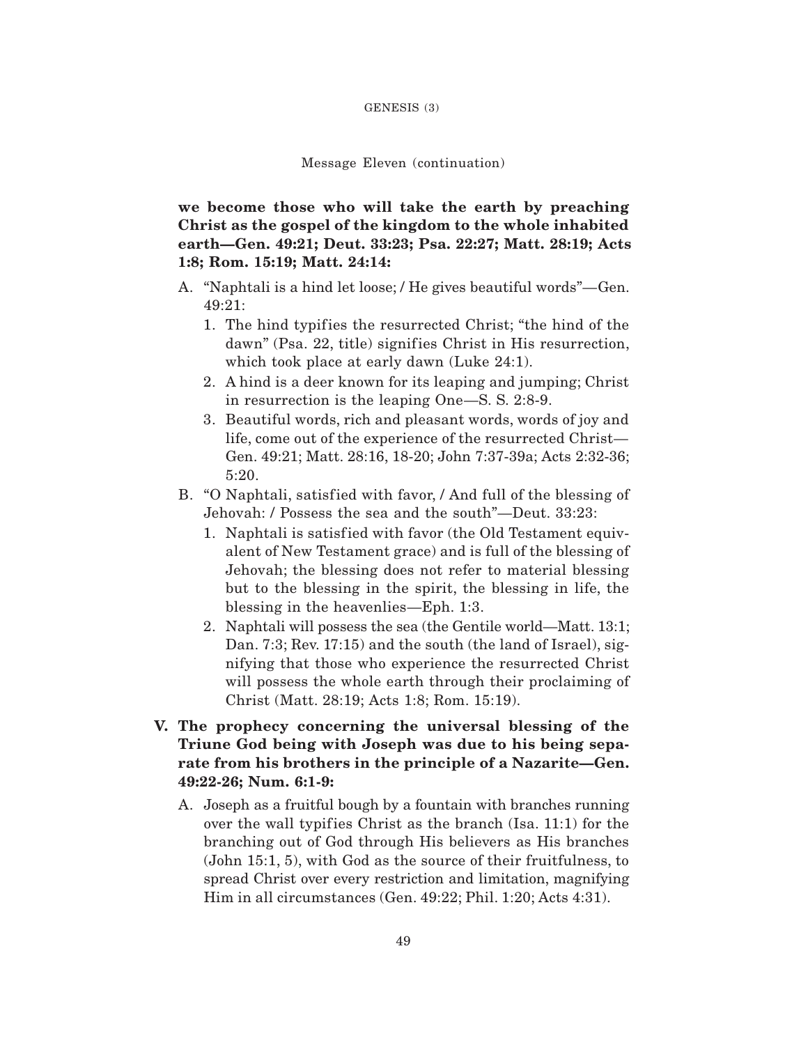**we become those who will take the earth by preaching Christ as the gospel of the kingdom to the whole inhabited earth—Gen. 49:21; Deut. 33:23; Psa. 22:27; Matt. 28:19; Acts 1:8; Rom. 15:19; Matt. 24:14:**

A. "Naphtali is a hind let loose; / He gives beautiful words"—Gen. 49:21:
   1. The hind typifies the resurrected Christ; "the hind of the dawn" (Psa. 22, title) signifies Christ in His resurrection, which took place at early dawn (Luke 24:1).
   2. A hind is a deer known for its leaping and jumping; Christ in resurrection is the leaping One—S. S. 2:8-9.
   3. Beautiful words, rich and pleasant words, words of joy and life, come out of the experience of the resurrected Christ—Gen. 49:21; Matt. 28:16, 18-20; John 7:37-39a; Acts 2:32-36; 5:20.

B. "O Naphtali, satisfied with favor, / And full of the blessing of Jehovah: / Possess the sea and the south"—Deut. 33:23:
   1. Naphtali is satisfied with favor (the Old Testament equivalent of New Testament grace) and is full of the blessing of Jehovah; the blessing does not refer to material blessing but to the blessing in the spirit, the blessing in life, the blessing in the heavenlies—Eph. 1:3.
   2. Naphtali will possess the sea (the Gentile world—Matt. 13:1; Dan. 7:3; Rev. 17:15) and the south (the land of Israel), signifying that those who experience the resurrected Christ will possess the whole earth through their proclaiming of Christ (Matt. 28:19; Acts 1:8; Rom. 15:19).

**V. The prophecy concerning the universal blessing of the Triune God being with Joseph was due to his being separate from his brothers in the principle of a Nazarite—Gen. 49:22-26; Num. 6:1-9:**

A. Joseph as a fruitful bough by a fountain with branches running over the wall typifies Christ as the branch (Isa. 11:1) for the branching out of God through His believers as His branches (John 15:1, 5), with God as the source of their fruitfulness, to spread Christ over every restriction and limitation, magnifying Him in all circumstances (Gen. 49:22; Phil. 1:20; Acts 4:31).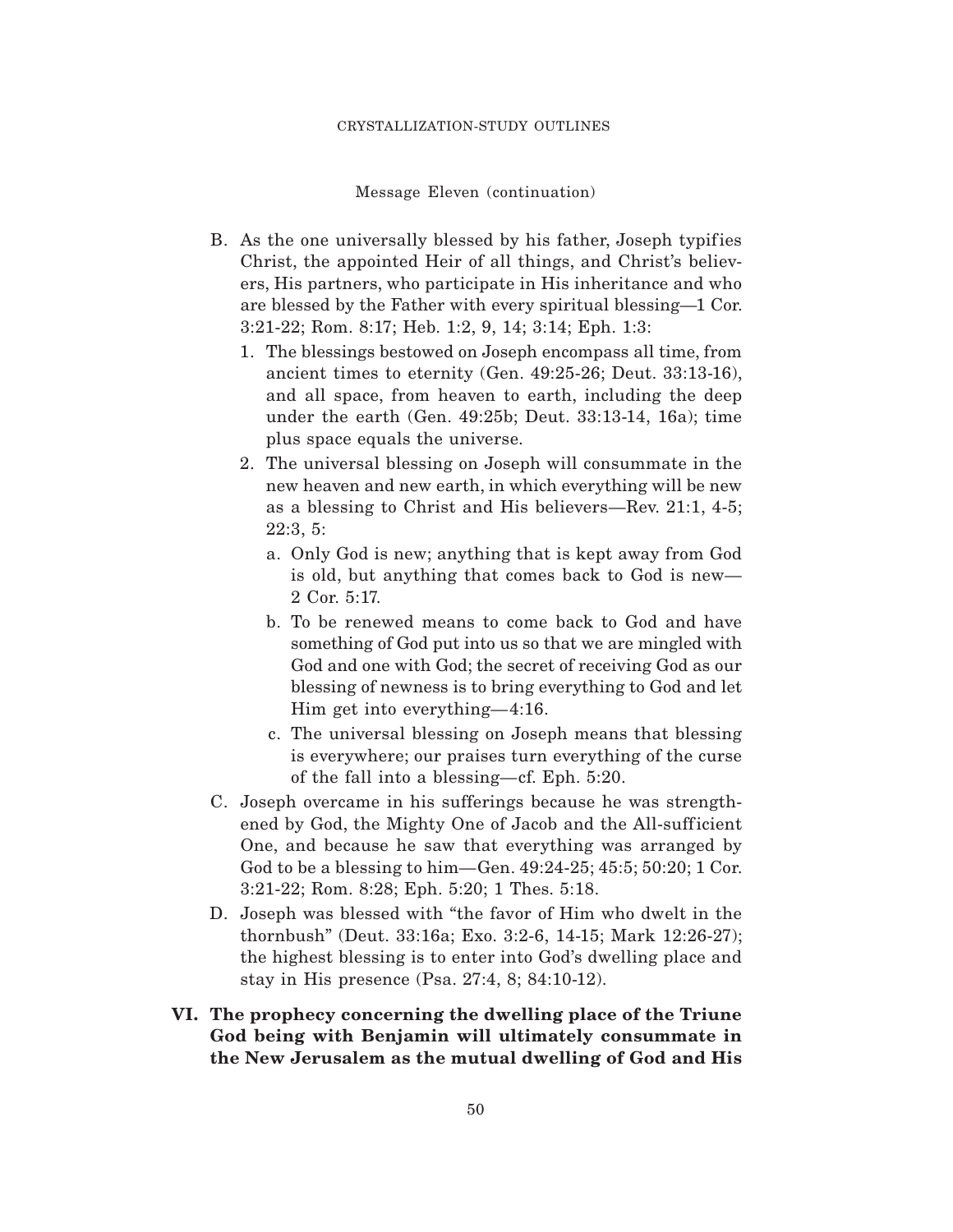Message Eleven (continuation)

B. As the one universally blessed by his father, Joseph typifies Christ, the appointed Heir of all things, and Christ's believers, His partners, who participate in His inheritance and who are blessed by the Father with every spiritual blessing—1 Cor. 3:21-22; Rom. 8:17; Heb. 1:2, 9, 14; 3:14; Eph. 1:3:

   1. The blessings bestowed on Joseph encompass all time, from ancient times to eternity (Gen. 49:25-26; Deut. 33:13-16), and all space, from heaven to earth, including the deep under the earth (Gen. 49:25b; Deut. 33:13-14, 16a); time plus space equals the universe.
   2. The universal blessing on Joseph will consummate in the new heaven and new earth, in which everything will be new as a blessing to Christ and His believers—Rev. 21:1, 4-5; 22:3, 5:
      a. Only God is new; anything that is kept away from God is old, but anything that comes back to God is new—2 Cor. 5:17.
      b. To be renewed means to come back to God and have something of God put into us so that we are mingled with God and one with God; the secret of receiving God as our blessing of newness is to bring everything to God and let Him get into everything—4:16.
      c. The universal blessing on Joseph means that blessing is everywhere; our praises turn everything of the curse of the fall into a blessing—cf. Eph. 5:20.

C. Joseph overcame in his sufferings because he was strengthened by God, the Mighty One of Jacob and the All-sufficient One, and because he saw that everything was arranged by God to be a blessing to him—Gen. 49:24-25; 45:5; 50:20; 1 Cor. 3:21-22; Rom. 8:28; Eph. 5:20; 1 Thes. 5:18.

D. Joseph was blessed with "the favor of Him who dwelt in the thornbush" (Deut. 33:16a; Exo. 3:2-6, 14-15; Mark 12:26-27); the highest blessing is to enter into God's dwelling place and stay in His presence (Psa. 27:4, 8; 84:10-12).

**VI. The prophecy concerning the dwelling place of the Triune God being with Benjamin will ultimately consummate in the New Jerusalem as the mutual dwelling of God and His**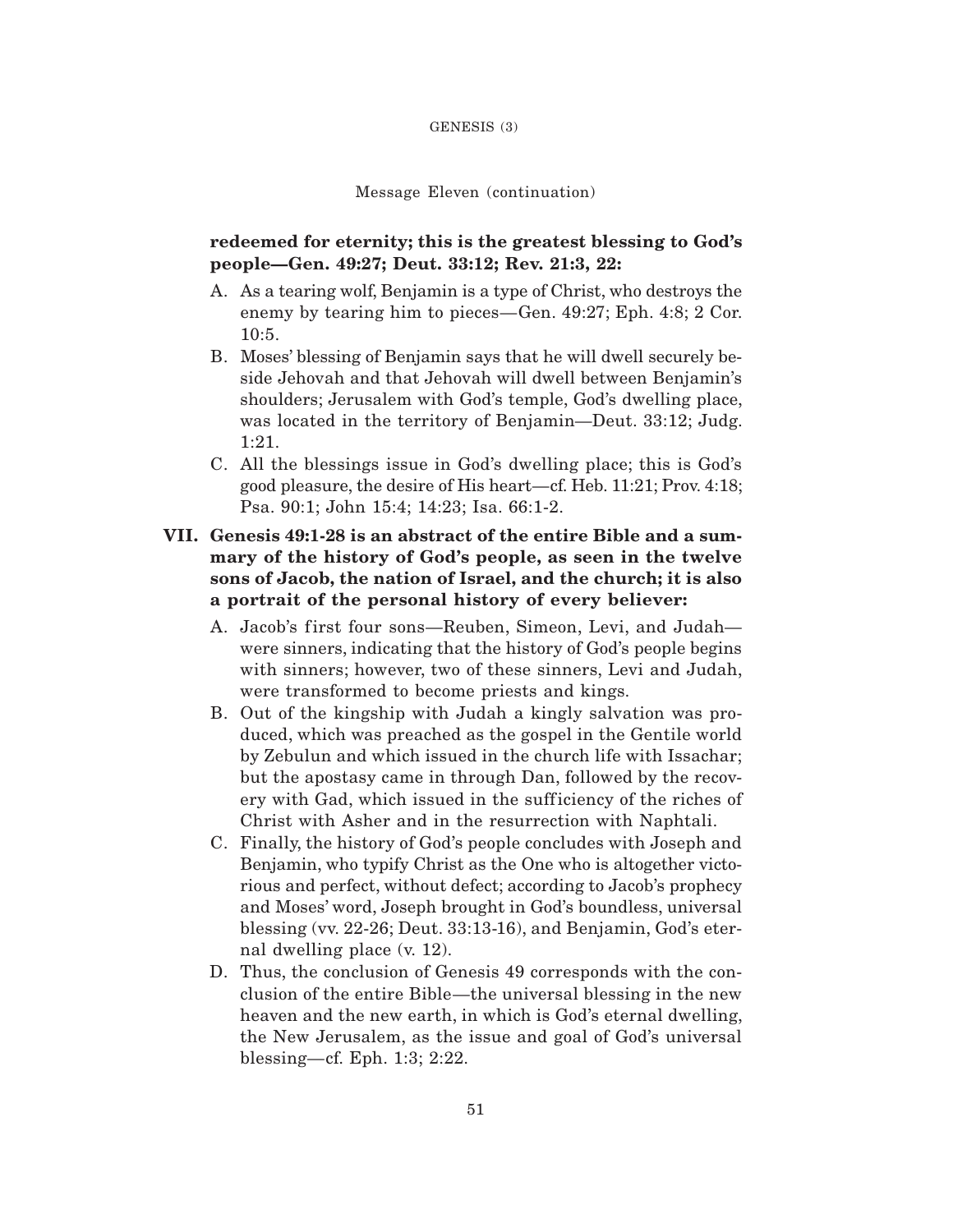**redeemed for eternity; this is the greatest blessing to God's people—Gen. 49:27; Deut. 33:12; Rev. 21:3, 22:**

A. As a tearing wolf, Benjamin is a type of Christ, who destroys the enemy by tearing him to pieces—Gen. 49:27; Eph. 4:8; 2 Cor. 10:5.

B. Moses' blessing of Benjamin says that he will dwell securely beside Jehovah and that Jehovah will dwell between Benjamin's shoulders; Jerusalem with God's temple, God's dwelling place, was located in the territory of Benjamin—Deut. 33:12; Judg. 1:21.

C. All the blessings issue in God's dwelling place; this is God's good pleasure, the desire of His heart—cf. Heb. 11:21; Prov. 4:18; Psa. 90:1; John 15:4; 14:23; Isa. 66:1-2.

**VII. Genesis 49:1-28 is an abstract of the entire Bible and a summary of the history of God's people, as seen in the twelve sons of Jacob, the nation of Israel, and the church; it is also a portrait of the personal history of every believer:**

A. Jacob's first four sons—Reuben, Simeon, Levi, and Judah—were sinners, indicating that the history of God's people begins with sinners; however, two of these sinners, Levi and Judah, were transformed to become priests and kings.

B. Out of the kingship with Judah a kingly salvation was produced, which was preached as the gospel in the Gentile world by Zebulun and which issued in the church life with Issachar; but the apostasy came in through Dan, followed by the recovery with Gad, which issued in the sufficiency of the riches of Christ with Asher and in the resurrection with Naphtali.

C. Finally, the history of God's people concludes with Joseph and Benjamin, who typify Christ as the One who is altogether victorious and perfect, without defect; according to Jacob's prophecy and Moses' word, Joseph brought in God's boundless, universal blessing (vv. 22-26; Deut. 33:13-16), and Benjamin, God's eternal dwelling place (v. 12).

D. Thus, the conclusion of Genesis 49 corresponds with the conclusion of the entire Bible—the universal blessing in the new heaven and the new earth, in which is God's eternal dwelling, the New Jerusalem, as the issue and goal of God's universal blessing—cf. Eph. 1:3; 2:22.